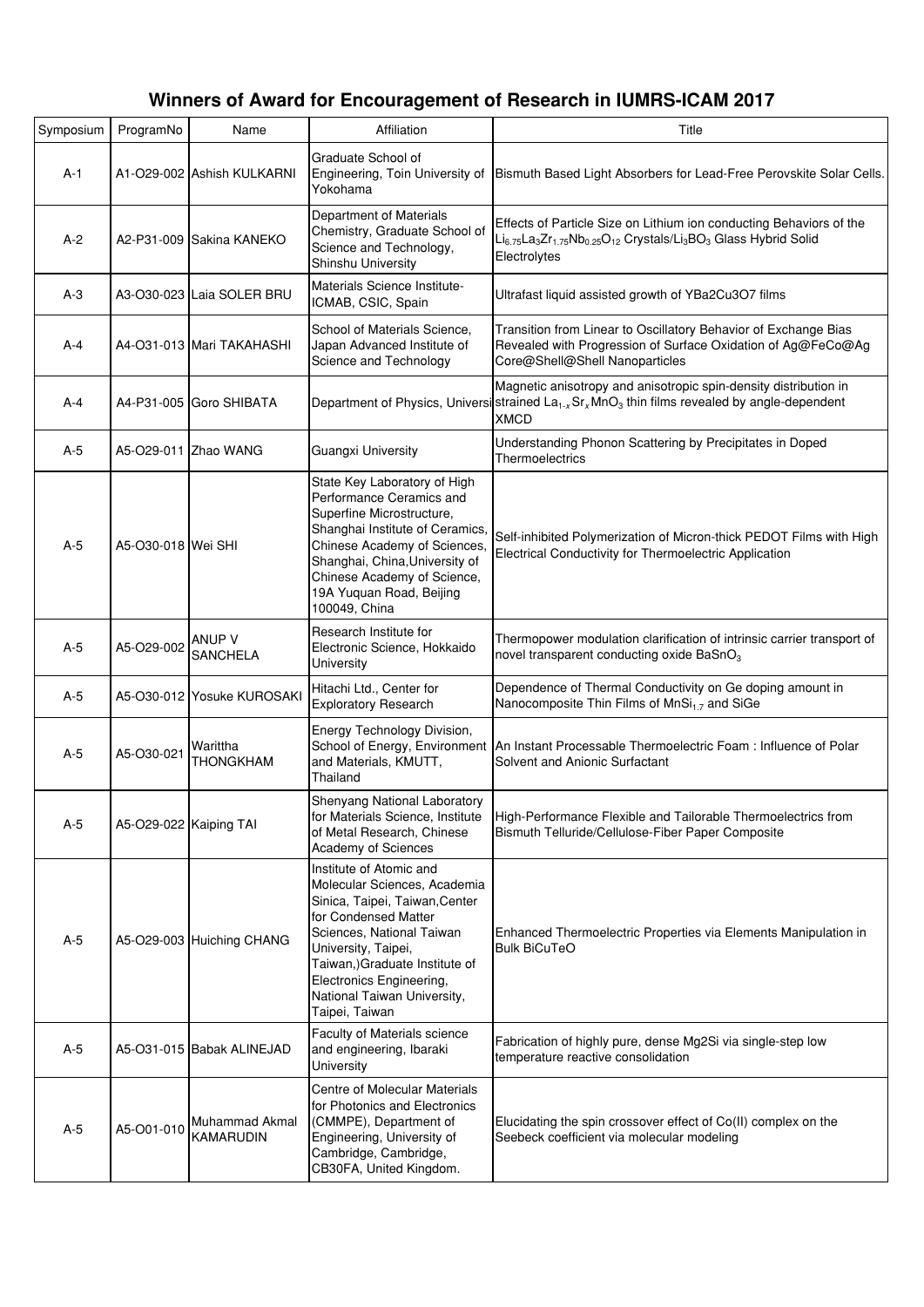# Winners of Award for Encouragement of Research in IUMRS-ICAM 2017

| Symposium | ProgramNo | Name | Affiliation | Title |
|---|---|---|---|---|
| A-1 | A1-O29-002 | Ashish KULKARNI | Graduate School of Engineering, Toin University of Yokohama | Bismuth Based Light Absorbers for Lead-Free Perovskite Solar Cells. |
| A-2 | A2-P31-009 | Sakina KANEKO | Department of Materials Chemistry, Graduate School of Science and Technology, Shinshu University | Effects of Particle Size on Lithium ion conducting Behaviors of the $Li_{6.75}La_3Zr_{1.75}Nb_{0.25}O_{12}$ Crystals/$Li_3BO_3$ Glass Hybrid Solid Electrolytes |
| A-3 | A3-O30-023 | Laia SOLER BRU | Materials Science Institute-ICMAB, CSIC, Spain | Ultrafast liquid assisted growth of YBa2Cu3O7 films |
| A-4 | A4-O31-013 | Mari TAKAHASHI | School of Materials Science, Japan Advanced Institute of Science and Technology | Transition from Linear to Oscillatory Behavior of Exchange Bias Revealed with Progression of Surface Oxidation of Ag@FeCo@Ag Core@Shell@Shell Nanoparticles |
| A-4 | A4-P31-005 | Goro SHIBATA | Department of Physics, Universi | Magnetic anisotropy and anisotropic spin-density distribution in strained $La_{1-x}Sr_xMnO_3$ thin films revealed by angle-dependent XMCD |
| A-5 | A5-O29-011 | Zhao WANG | Guangxi University | Understanding Phonon Scattering by Precipitates in Doped Thermoelectrics |
| A-5 | A5-O30-018 | Wei SHI | State Key Laboratory of High Performance Ceramics and Superfine Microstructure, Shanghai Institute of Ceramics, Chinese Academy of Sciences, Shanghai, China,University of Chinese Academy of Science, 19A Yuquan Road, Beijing 100049, China | Self-inhibited Polymerization of Micron-thick PEDOT Films with High Electrical Conductivity for Thermoelectric Application |
| A-5 | A5-O29-002 | ANUP V SANCHELA | Research Institute for Electronic Science, Hokkaido University | Thermopower modulation clarification of intrinsic carrier transport of novel transparent conducting oxide $BaSnO_3$ |
| A-5 | A5-O30-012 | Yosuke KUROSAKI | Hitachi Ltd., Center for Exploratory Research | Dependence of Thermal Conductivity on Ge doping amount in Nanocomposite Thin Films of $MnSi_{1.7}$ and SiGe |
| A-5 | A5-O30-021 | Warittha THONGKHAM | Energy Technology Division, School of Energy, Environment and Materials, KMUTT, Thailand | An Instant Processable Thermoelectric Foam : Influence of Polar Solvent and Anionic Surfactant |
| A-5 | A5-O29-022 | Kaiping TAI | Shenyang National Laboratory for Materials Science, Institute of Metal Research, Chinese Academy of Sciences | High-Performance Flexible and Tailorable Thermoelectrics from Bismuth Telluride/Cellulose-Fiber Paper Composite |
| A-5 | A5-O29-003 | Huiching CHANG | Institute of Atomic and Molecular Sciences, Academia Sinica, Taipei, Taiwan,Center for Condensed Matter Sciences, National Taiwan University, Taipei, Taiwan,)Graduate Institute of Electronics Engineering, National Taiwan University, Taipei, Taiwan | Enhanced Thermoelectric Properties via Elements Manipulation in Bulk BiCuTeO |
| A-5 | A5-O31-015 | Babak ALINEJAD | Faculty of Materials science and engineering, Ibaraki University | Fabrication of highly pure, dense Mg2Si via single-step low temperature reactive consolidation |
| A-5 | A5-O01-010 | Muhammad Akmal KAMARUDIN | Centre of Molecular Materials for Photonics and Electronics (CMMPE), Department of Engineering, University of Cambridge, Cambridge, CB30FA, United Kingdom. | Elucidating the spin crossover effect of Co(II) complex on the Seebeck coefficient via molecular modeling |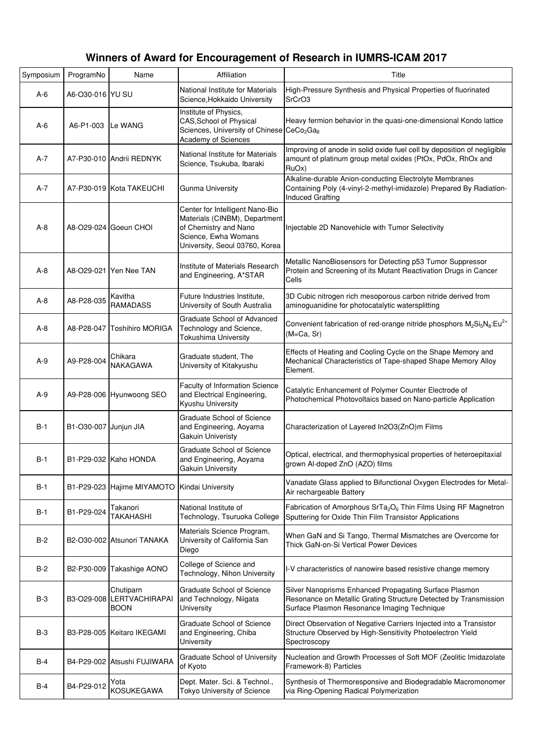## Winners of Award for Encouragement of Research in IUMRS-ICAM 2017

| Symposium | ProgramNo | Name | Affiliation | Title |
|---|---|---|---|---|
| A-6 | A6-O30-016 | YU SU | National Institute for Materials Science,Hokkaido University | High-Pressure Synthesis and Physical Properties of fluorinated SrCrO3 |
| A-6 | A6-P1-003 | Le WANG | Institute of Physics, CAS,School of Physical Sciences, University of Chinese Academy of Sciences | Heavy fermion behavior in the quasi-one-dimensional Kondo lattice $CeCo_2Ga_8$ |
| A-7 | A7-P30-010 | Andrii REDNYK | National Institute for Materials Science, Tsukuba, Ibaraki | Improving of anode in solid oxide fuel cell by deposition of negligible amount of platinum group metal oxides (PtOx, PdOx, RhOx and RuOx) |
| A-7 | A7-P30-019 | Kota TAKEUCHI | Gunma University | Alkaline-durable Anion-conducting Electrolyte Membranes Containing Poly (4-vinyl-2-methyl-imidazole) Prepared By Radiation-Induced Grafting |
| A-8 | A8-O29-024 | Goeun CHOI | Center for Intelligent Nano-Bio Materials (CINBM), Department of Chemistry and Nano Science, Ewha Womans University, Seoul 03760, Korea | Injectable 2D Nanovehicle with Tumor Selectivity |
| A-8 | A8-O29-021 | Yen Nee TAN | Institute of Materials Research and Engineering, A*STAR | Metallic NanoBiosensors for Detecting p53 Tumor Suppressor Protein and Screening of its Mutant Reactivation Drugs in Cancer Cells |
| A-8 | A8-P28-035 | Kavitha RAMADASS | Future Industries Institute, University of South Australia | 3D Cubic nitrogen rich mesoporous carbon nitride derived from aminoguanidine for photocatalytic watersplitting |
| A-8 | A8-P28-047 | Toshihiro MORIGA | Graduate School of Advanced Technology and Science, Tokushima University | Convenient fabrication of red-orange nitride phosphors $M_2Si_5N_8$:$Eu^{2+}$ (M=Ca, Sr) |
| A-9 | A9-P28-004 | Chikara NAKAGAWA | Graduate student, The University of Kitakyushu | Effects of Heating and Cooling Cycle on the Shape Memory and Mechanical Characteristics of Tape-shaped Shape Memory Alloy Element. |
| A-9 | A9-P28-006 | Hyunwoong SEO | Faculty of Information Science and Electrical Engineering, Kyushu University | Catalytic Enhancement of Polymer Counter Electrode of Photochemical Photovoltaics based on Nano-particle Application |
| B-1 | B1-O30-007 | Junjun JIA | Graduate School of Science and Engineering, Aoyama Gakuin Univeristy | Characterization of Layered In2O3(ZnO)m Films |
| B-1 | B1-P29-032 | Kaho HONDA | Graduate School of Science and Engineering, Aoyama Gakuin University | Optical, electrical, and thermophysical properties of heteroepitaxial grown Al-doped ZnO (AZO) films |
| B-1 | B1-P29-023 | Hajime MIYAMOTO | Kindai University | Vanadate Glass applied to Bifunctional Oxygen Electrodes for Metal-Air rechargeable Battery |
| B-1 | B1-P29-024 | Takanori TAKAHASHI | National Institute of Technology, Tsuruoka College | Fabrication of Amorphous $SrTa_2O_6$ Thin Films Using RF Magnetron Sputtering for Oxide Thin Film Transistor Applications |
| B-2 | B2-O30-002 | Atsunori TANAKA | Materials Science Program, University of California San Diego | When GaN and Si Tango, Thermal Mismatches are Overcome for Thick GaN-on-Si Vertical Power Devices |
| B-2 | B2-P30-009 | Takashige AONO | College of Science and Technology, Nihon University | I-V characteristics of nanowire based resistive change memory |
| B-3 | B3-O29-008 | Chutiparn LERTVACHIRAPAIBOON | Graduate School of Science and Technology, Niigata University | Silver Nanoprisms Enhanced Propagating Surface Plasmon Resonance on Metallic Grating Structure Detected by Transmission Surface Plasmon Resonance Imaging Technique |
| B-3 | B3-P28-005 | Keitaro IKEGAMI | Graduate School of Science and Engineering, Chiba University | Direct Observation of Negative Carriers Injected into a Transistor Structure Observed by High-Sensitivity Photoelectron Yield Spectroscopy |
| B-4 | B4-P29-002 | Atsushi FUJIWARA | Graduate School of University of Kyoto | Nucleation and Growth Processes of Soft MOF (Zeolitic Imidazolate Framework-8) Particles |
| B-4 | B4-P29-012 | Yota KOSUKEGAWA | Dept. Mater. Sci. & Technol., Tokyo University of Science | Synthesis of Thermoresponsive and Biodegradable Macromonomer via Ring-Opening Radical Polymerization |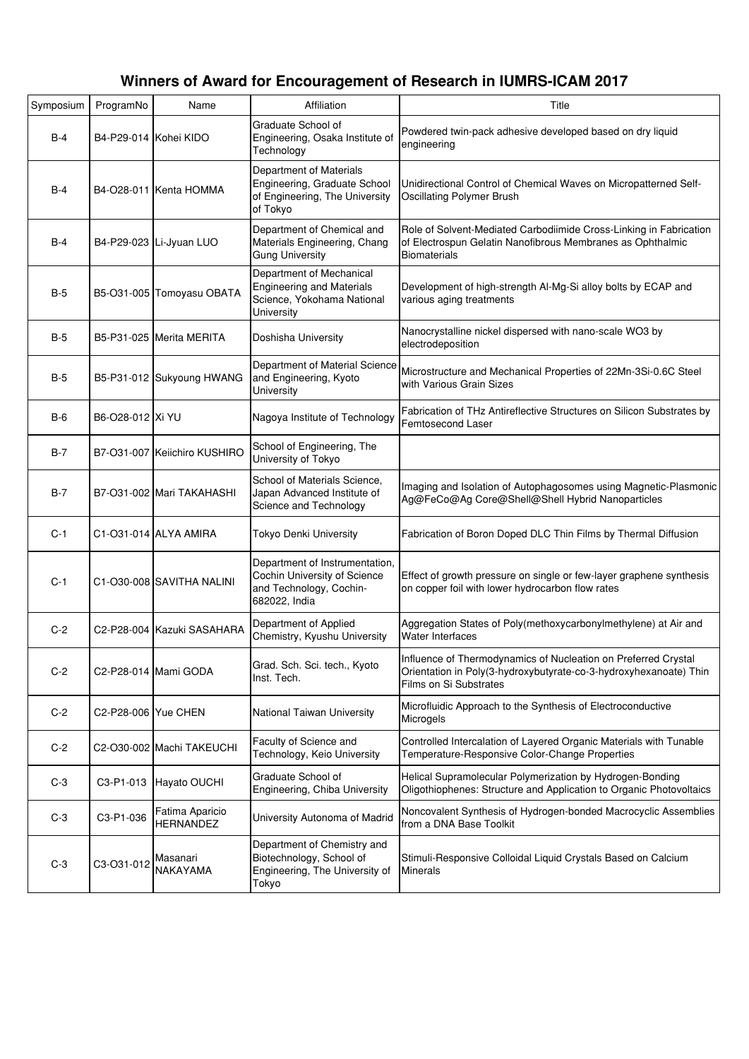# Winners of Award for Encouragement of Research in IUMRS-ICAM 2017

| Symposium | ProgramNo | Name | Affiliation | Title |
| --- | --- | --- | --- | --- |
| B-4 | B4-P29-014 | Kohei KIDO | Graduate School of Engineering, Osaka Institute of Technology | Powdered twin-pack adhesive developed based on dry liquid engineering |
| B-4 | B4-O28-011 | Kenta HOMMA | Department of Materials Engineering, Graduate School of Engineering, The University of Tokyo | Unidirectional Control of Chemical Waves on Micropatterned Self-Oscillating Polymer Brush |
| B-4 | B4-P29-023 | Li-Jyuan LUO | Department of Chemical and Materials Engineering, Chang Gung University | Role of Solvent-Mediated Carbodiimide Cross-Linking in Fabrication of Electrospun Gelatin Nanofibrous Membranes as Ophthalmic Biomaterials |
| B-5 | B5-O31-005 | Tomoyasu OBATA | Department of Mechanical Engineering and Materials Science, Yokohama National University | Development of high-strength Al-Mg-Si alloy bolts by ECAP and various aging treatments |
| B-5 | B5-P31-025 | Merita MERITA | Doshisha University | Nanocrystalline nickel dispersed with nano-scale WO3 by electrodeposition |
| B-5 | B5-P31-012 | Sukyoung HWANG | Department of Material Science and Engineering, Kyoto University | Microstructure and Mechanical Properties of 22Mn-3Si-0.6C Steel with Various Grain Sizes |
| B-6 | B6-O28-012 | Xi YU | Nagoya Institute of Technology | Fabrication of THz Antireflective Structures on Silicon Substrates by Femtosecond Laser |
| B-7 | B7-O31-007 | Keiichiro KUSHIRO | School of Engineering, The University of Tokyo | |
| B-7 | B7-O31-002 | Mari TAKAHASHI | School of Materials Science, Japan Advanced Institute of Science and Technology | Imaging and Isolation of Autophagosomes using Magnetic-Plasmonic Ag@FeCo@Ag Core@Shell@Shell Hybrid Nanoparticles |
| C-1 | C1-O31-014 | ALYA AMIRA | Tokyo Denki University | Fabrication of Boron Doped DLC Thin Films by Thermal Diffusion |
| C-1 | C1-O30-008 | SAVITHA NALINI | Department of Instrumentation, Cochin University of Science and Technology, Cochin-682022, India | Effect of growth pressure on single or few-layer graphene synthesis on copper foil with lower hydrocarbon flow rates |
| C-2 | C2-P28-004 | Kazuki SASAHARA | Department of Applied Chemistry, Kyushu University | Aggregation States of Poly(methoxycarbonylmethylene) at Air and Water Interfaces |
| C-2 | C2-P28-014 | Mami GODA | Grad. Sch. Sci. tech., Kyoto Inst. Tech. | Influence of Thermodynamics of Nucleation on Preferred Crystal Orientation in Poly(3-hydroxybutyrate-co-3-hydroxyhexanoate) Thin Films on Si Substrates |
| C-2 | C2-P28-006 | Yue CHEN | National Taiwan University | Microfluidic Approach to the Synthesis of Electroconductive Microgels |
| C-2 | C2-O30-002 | Machi TAKEUCHI | Faculty of Science and Technology, Keio University | Controlled Intercalation of Layered Organic Materials with Tunable Temperature-Responsive Color-Change Properties |
| C-3 | C3-P1-013 | Hayato OUCHI | Graduate School of Engineering, Chiba University | Helical Supramolecular Polymerization by Hydrogen-Bonding Oligothiophenes: Structure and Application to Organic Photovoltaics |
| C-3 | C3-P1-036 | Fatima Aparicio HERNANDEZ | University Autonoma of Madrid | Noncovalent Synthesis of Hydrogen-bonded Macrocyclic Assemblies from a DNA Base Toolkit |
| C-3 | C3-O31-012 | Masanari NAKAYAMA | Department of Chemistry and Biotechnology, School of Engineering, The University of Tokyo | Stimuli-Responsive Colloidal Liquid Crystals Based on Calcium Minerals |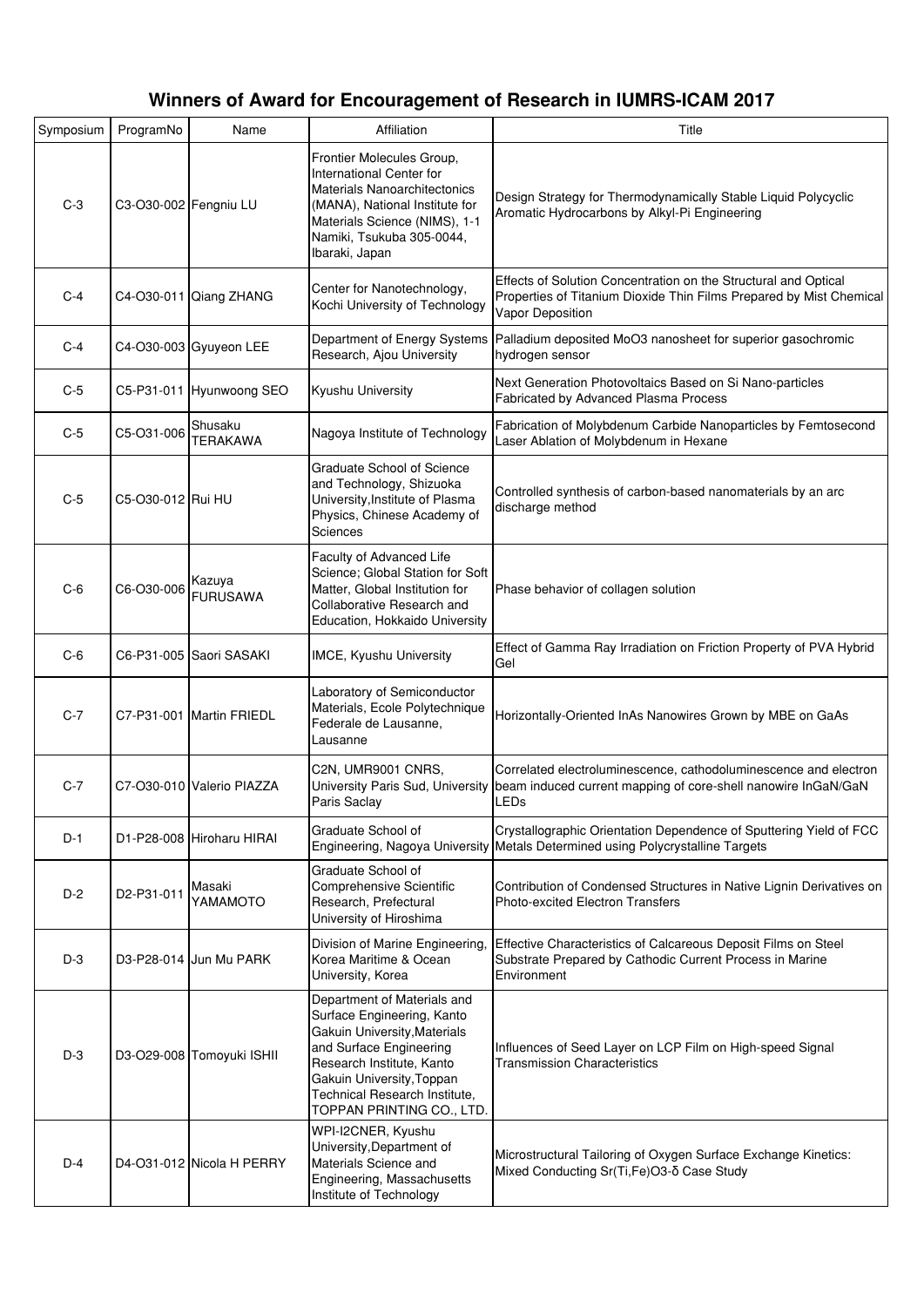# Winners of Award for Encouragement of Research in IUMRS-ICAM 2017

| Symposium | ProgramNo | Name | Affiliation | Title |
|---|---|---|---|---|
| C-3 | C3-O30-002 | Fengniu LU | Frontier Molecules Group, International Center for Materials Nanoarchitectonics (MANA), National Institute for Materials Science (NIMS), 1-1 Namiki, Tsukuba 305-0044, Ibaraki, Japan | Design Strategy for Thermodynamically Stable Liquid Polycyclic Aromatic Hydrocarbons by Alkyl-Pi Engineering |
| C-4 | C4-O30-011 | Qiang ZHANG | Center for Nanotechnology, Kochi University of Technology | Effects of Solution Concentration on the Structural and Optical Properties of Titanium Dioxide Thin Films Prepared by Mist Chemical Vapor Deposition |
| C-4 | C4-O30-003 | Gyuyeon LEE | Department of Energy Systems Research, Ajou University | Palladium deposited MoO3 nanosheet for superior gasochromic hydrogen sensor |
| C-5 | C5-P31-011 | Hyunwoong SEO | Kyushu University | Next Generation Photovoltaics Based on Si Nano-particles Fabricated by Advanced Plasma Process |
| C-5 | C5-O31-006 | Shusaku TERAKAWA | Nagoya Institute of Technology | Fabrication of Molybdenum Carbide Nanoparticles by Femtosecond Laser Ablation of Molybdenum in Hexane |
| C-5 | C5-O30-012 | Rui HU | Graduate School of Science and Technology, Shizuoka University,Institute of Plasma Physics, Chinese Academy of Sciences | Controlled synthesis of carbon-based nanomaterials by an arc discharge method |
| C-6 | C6-O30-006 | Kazuya FURUSAWA | Faculty of Advanced Life Science; Global Station for Soft Matter, Global Institution for Collaborative Research and Education, Hokkaido University | Phase behavior of collagen solution |
| C-6 | C6-P31-005 | Saori SASAKI | IMCE, Kyushu University | Effect of Gamma Ray Irradiation on Friction Property of PVA Hybrid Gel |
| C-7 | C7-P31-001 | Martin FRIEDL | Laboratory of Semiconductor Materials, Ecole Polytechnique Federale de Lausanne, Lausanne | Horizontally-Oriented InAs Nanowires Grown by MBE on GaAs |
| C-7 | C7-O30-010 | Valerio PIAZZA | C2N, UMR9001 CNRS, University Paris Sud, University Paris Saclay | Correlated electroluminescence, cathodoluminescence and electron beam induced current mapping of core-shell nanowire InGaN/GaN LEDs |
| D-1 | D1-P28-008 | Hiroharu HIRAI | Graduate School of Engineering, Nagoya University | Crystallographic Orientation Dependence of Sputtering Yield of FCC Metals Determined using Polycrystalline Targets |
| D-2 | D2-P31-011 | Masaki YAMAMOTO | Graduate School of Comprehensive Scientific Research, Prefectural University of Hiroshima | Contribution of Condensed Structures in Native Lignin Derivatives on Photo-excited Electron Transfers |
| D-3 | D3-P28-014 | Jun Mu PARK | Division of Marine Engineering, Korea Maritime & Ocean University, Korea | Effective Characteristics of Calcareous Deposit Films on Steel Substrate Prepared by Cathodic Current Process in Marine Environment |
| D-3 | D3-O29-008 | Tomoyuki ISHII | Department of Materials and Surface Engineering, Kanto Gakuin University,Materials and Surface Engineering Research Institute, Kanto Gakuin University,Toppan Technical Research Institute, TOPPAN PRINTING CO., LTD. | Influences of Seed Layer on LCP Film on High-speed Signal Transmission Characteristics |
| D-4 | D4-O31-012 | Nicola H PERRY | WPI-I2CNER, Kyushu University,Department of Materials Science and Engineering, Massachusetts Institute of Technology | Microstructural Tailoring of Oxygen Surface Exchange Kinetics: Mixed Conducting Sr(Ti,Fe)O3-δ Case Study |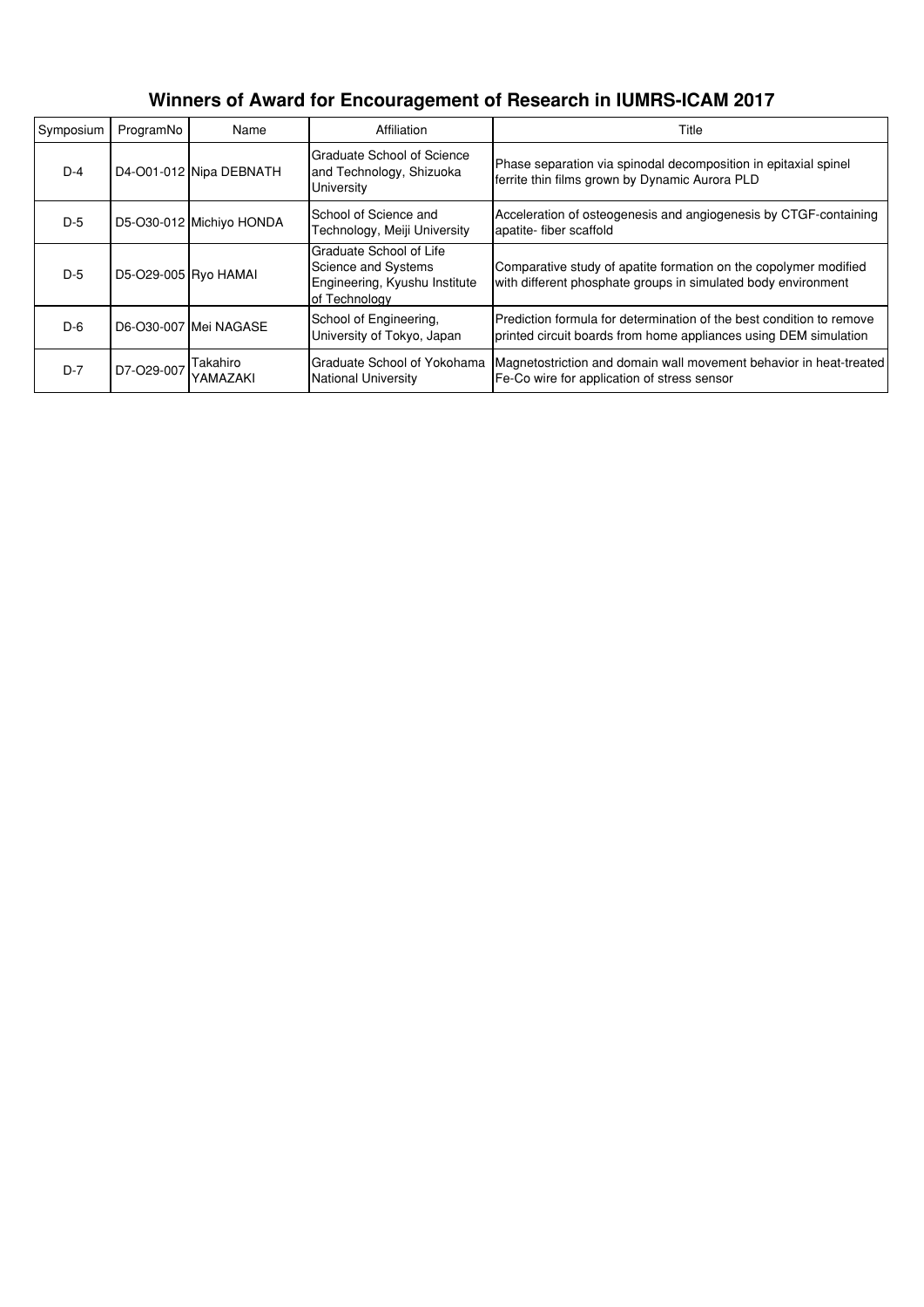# Winners of Award for Encouragement of Research in IUMRS-ICAM 2017

| Symposium | ProgramNo | Name | Affiliation | Title |
|---|---|---|---|---|
| D-4 | D4-O01-012 | Nipa DEBNATH | Graduate School of Science and Technology, Shizuoka University | Phase separation via spinodal decomposition in epitaxial spinel ferrite thin films grown by Dynamic Aurora PLD |
| D-5 | D5-O30-012 | Michiyo HONDA | School of Science and Technology, Meiji University | Acceleration of osteogenesis and angiogenesis by CTGF-containing apatite- fiber scaffold |
| D-5 | D5-O29-005 | Ryo HAMAI | Graduate School of Life Science and Systems Engineering, Kyushu Institute of Technology | Comparative study of apatite formation on the copolymer modified with different phosphate groups in simulated body environment |
| D-6 | D6-O30-007 | Mei NAGASE | School of Engineering, University of Tokyo, Japan | Prediction formula for determination of the best condition to remove printed circuit boards from home appliances using DEM simulation |
| D-7 | D7-O29-007 | Takahiro YAMAZAKI | Graduate School of Yokohama National University | Magnetostriction and domain wall movement behavior in heat-treated Fe-Co wire for application of stress sensor |